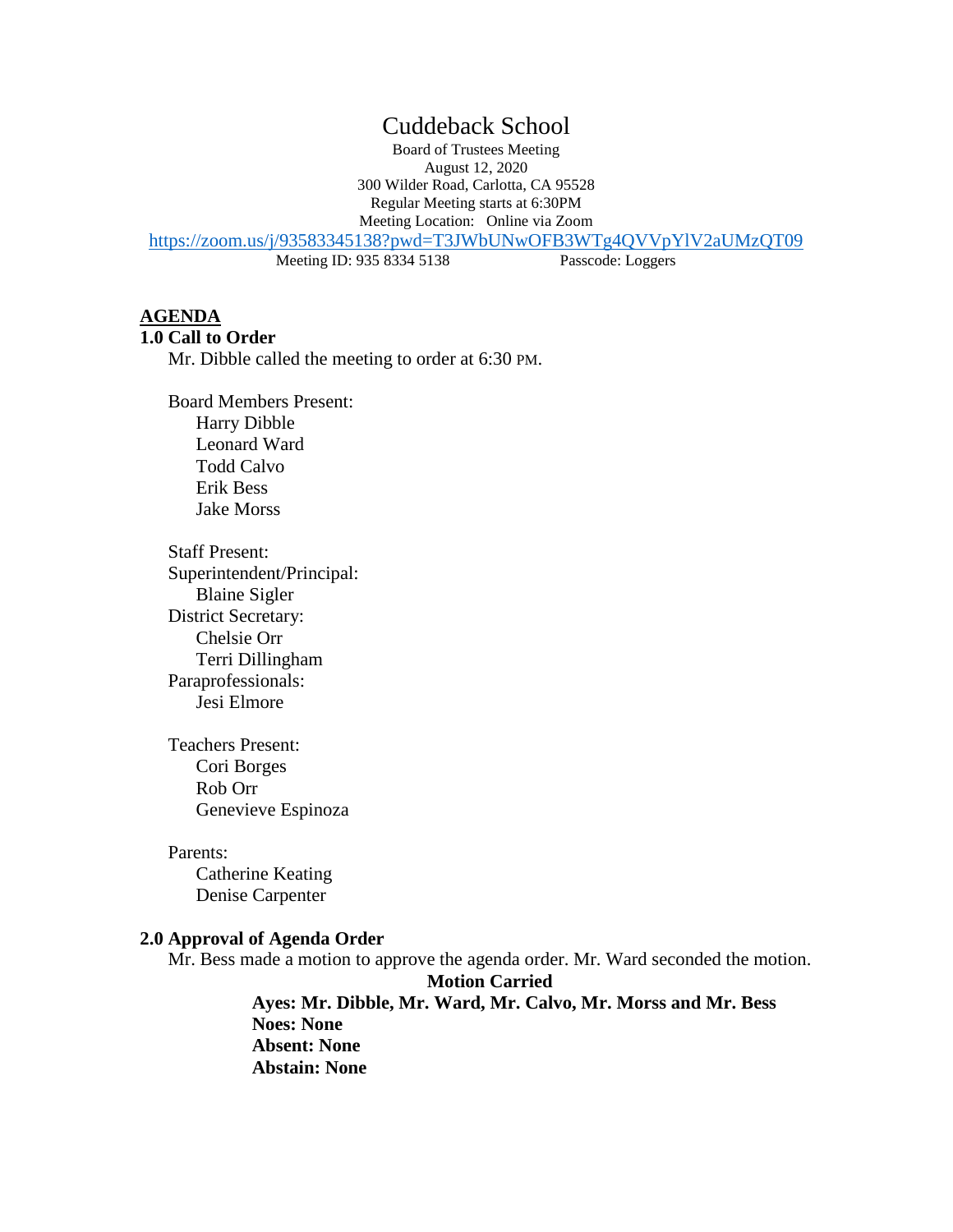# Cuddeback School

Board of Trustees Meeting
August 12, 2020
300 Wilder Road, Carlotta, CA 95528
Regular Meeting starts at 6:30PM
Meeting Location: Online via Zoom
https://zoom.us/j/93583345138?pwd=T3JWbUNwOFB3WTg4QVVpYlV2aUMzQT09
Meeting ID: 935 8334 5138 Passcode: Loggers

## AGENDA

### 1.0 Call to Order

Mr. Dibble called the meeting to order at 6:30 PM.

Board Members Present:
- Harry Dibble
- Leonard Ward
- Todd Calvo
- Erik Bess
- Jake Morss

Staff Present:

Superintendent/Principal:
- Blaine Sigler

District Secretary:
- Chelsie Orr
- Terri Dillingham

Paraprofessionals:
- Jesi Elmore

Teachers Present:
- Cori Borges
- Rob Orr
- Genevieve Espinoza

Parents:
- Catherine Keating
- Denise Carpenter

### 2.0 Approval of Agenda Order

Mr. Bess made a motion to approve the agenda order. Mr. Ward seconded the motion.

**Motion Carried**

**Ayes: Mr. Dibble, Mr. Ward, Mr. Calvo, Mr. Morss and Mr. Bess**
**Noes: None**
**Absent: None**
**Abstain: None**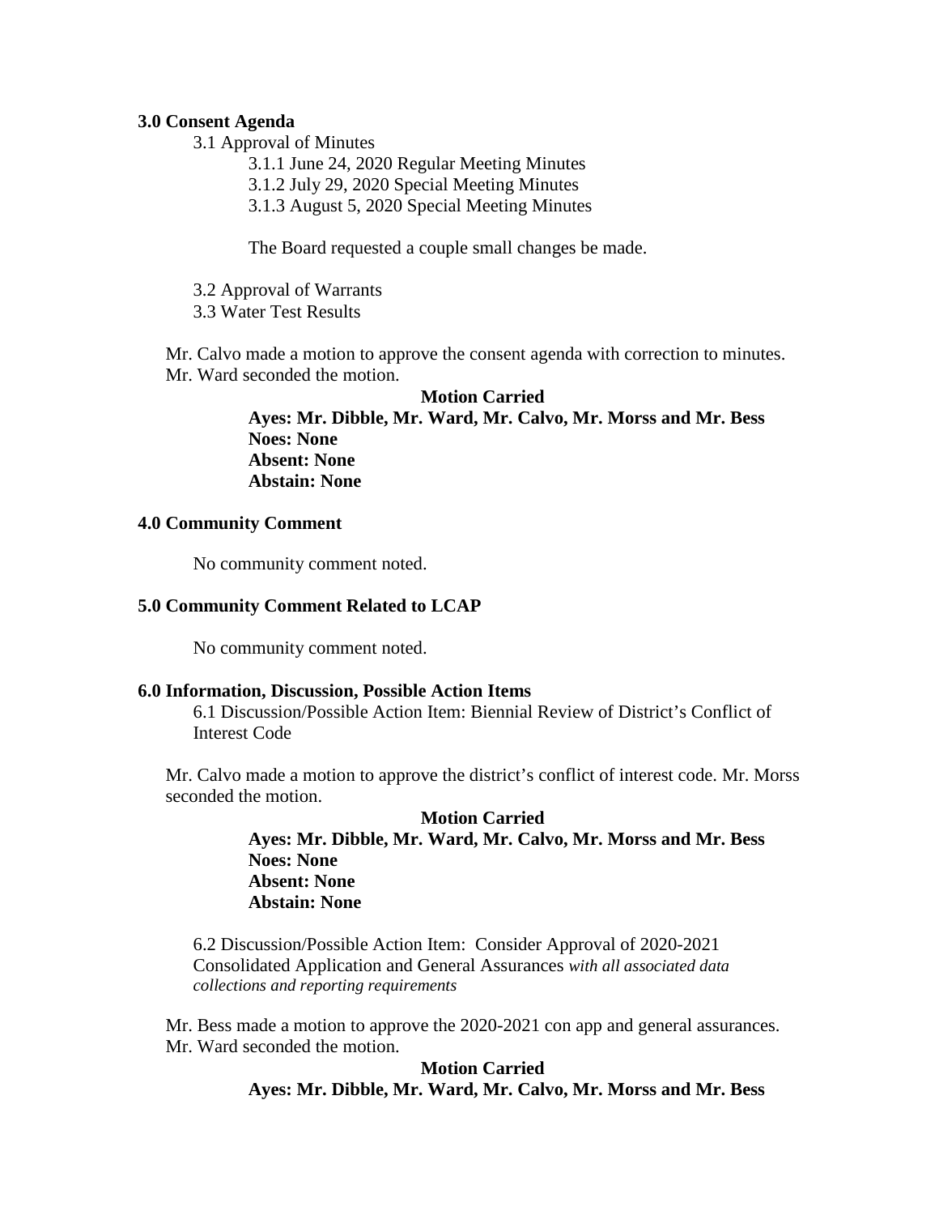**3.0 Consent Agenda**

3.1 Approval of Minutes

3.1.1 June 24, 2020 Regular Meeting Minutes
3.1.2 July 29, 2020 Special Meeting Minutes
3.1.3 August 5, 2020 Special Meeting Minutes

The Board requested a couple small changes be made.

3.2 Approval of Warrants
3.3 Water Test Results

Mr. Calvo made a motion to approve the consent agenda with correction to minutes. Mr. Ward seconded the motion.

**Motion Carried**
**Ayes: Mr. Dibble, Mr. Ward, Mr. Calvo, Mr. Morss and Mr. Bess**
**Noes: None**
**Absent: None**
**Abstain: None**

**4.0 Community Comment**

No community comment noted.

**5.0 Community Comment Related to LCAP**

No community comment noted.

**6.0 Information, Discussion, Possible Action Items**

6.1 Discussion/Possible Action Item: Biennial Review of District's Conflict of Interest Code

Mr. Calvo made a motion to approve the district's conflict of interest code. Mr. Morss seconded the motion.

**Motion Carried**
**Ayes: Mr. Dibble, Mr. Ward, Mr. Calvo, Mr. Morss and Mr. Bess**
**Noes: None**
**Absent: None**
**Abstain: None**

6.2 Discussion/Possible Action Item: Consider Approval of 2020-2021 Consolidated Application and General Assurances *with all associated data collections and reporting requirements*

Mr. Bess made a motion to approve the 2020-2021 con app and general assurances. Mr. Ward seconded the motion.

**Motion Carried**
**Ayes: Mr. Dibble, Mr. Ward, Mr. Calvo, Mr. Morss and Mr. Bess**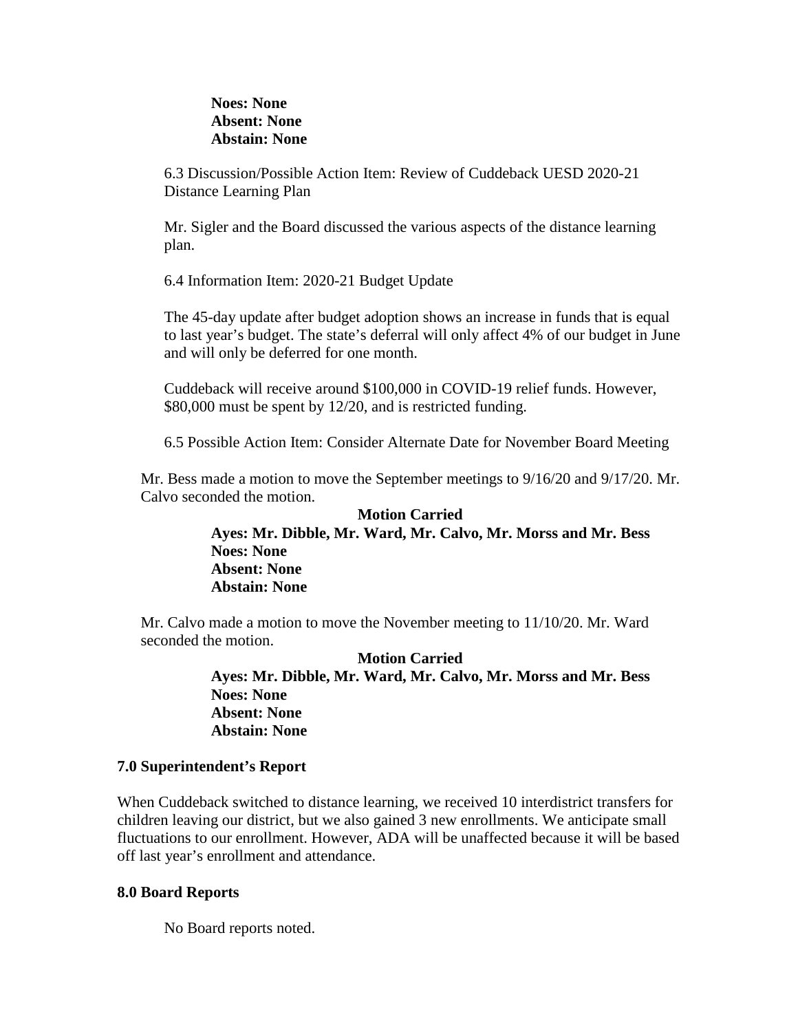**Noes: None**
**Absent: None**
**Abstain: None**

6.3 Discussion/Possible Action Item: Review of Cuddeback UESD 2020-21 Distance Learning Plan

Mr. Sigler and the Board discussed the various aspects of the distance learning plan.

6.4 Information Item: 2020-21 Budget Update

The 45-day update after budget adoption shows an increase in funds that is equal to last year's budget. The state's deferral will only affect 4% of our budget in June and will only be deferred for one month.

Cuddeback will receive around $100,000 in COVID-19 relief funds. However, $80,000 must be spent by 12/20, and is restricted funding.

6.5 Possible Action Item: Consider Alternate Date for November Board Meeting

Mr. Bess made a motion to move the September meetings to 9/16/20 and 9/17/20. Mr. Calvo seconded the motion.

**Motion Carried**
**Ayes: Mr. Dibble, Mr. Ward, Mr. Calvo, Mr. Morss and Mr. Bess**
**Noes: None**
**Absent: None**
**Abstain: None**

Mr. Calvo made a motion to move the November meeting to 11/10/20. Mr. Ward seconded the motion.

**Motion Carried**
**Ayes: Mr. Dibble, Mr. Ward, Mr. Calvo, Mr. Morss and Mr. Bess**
**Noes: None**
**Absent: None**
**Abstain: None**

### 7.0 Superintendent's Report

When Cuddeback switched to distance learning, we received 10 interdistrict transfers for children leaving our district, but we also gained 3 new enrollments. We anticipate small fluctuations to our enrollment. However, ADA will be unaffected because it will be based off last year's enrollment and attendance.

### 8.0 Board Reports

No Board reports noted.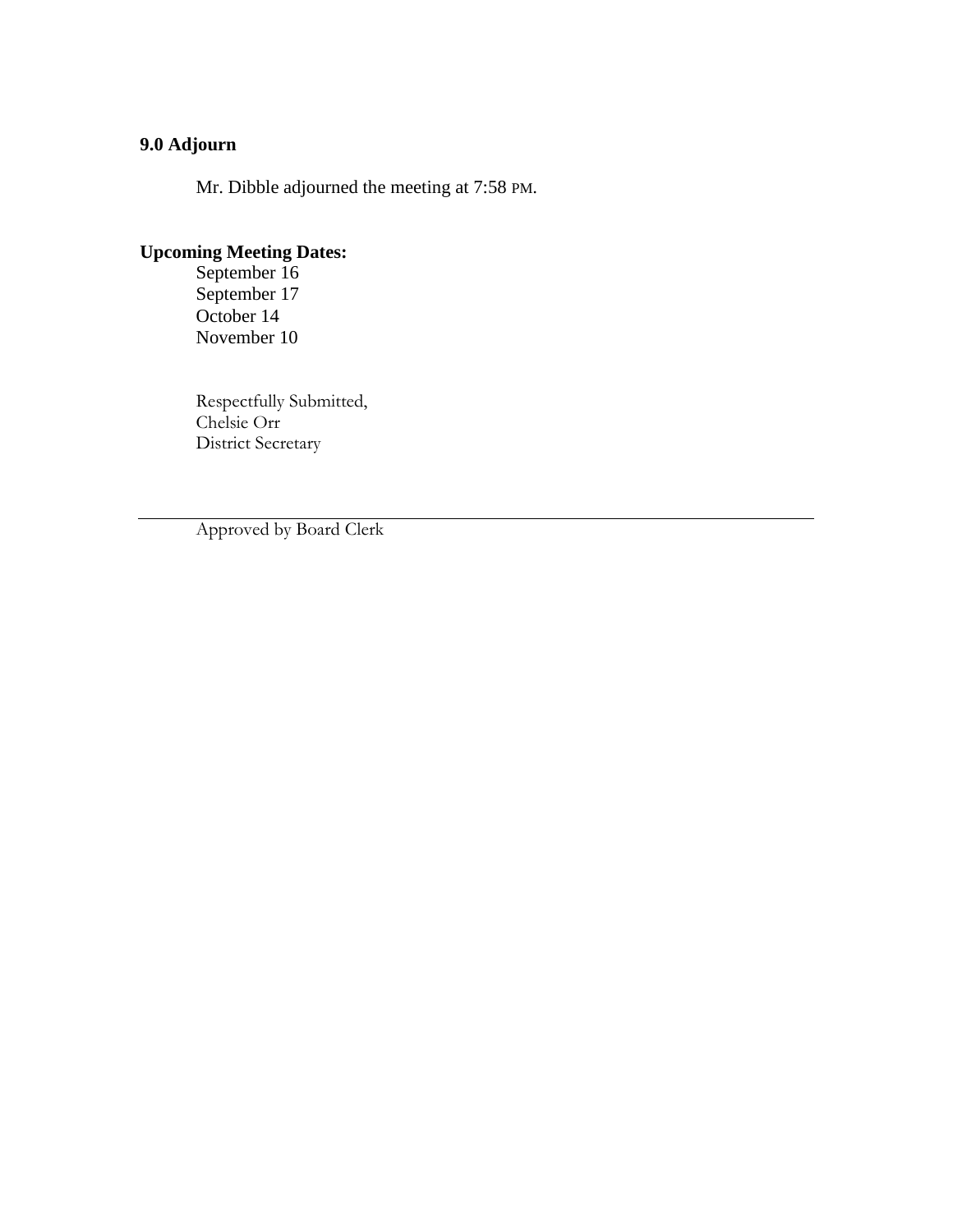## 9.0 Adjourn

Mr. Dibble adjourned the meeting at 7:58 PM.

**Upcoming Meeting Dates:**

September 16
September 17
October 14
November 10

Respectfully Submitted,
Chelsie Orr
District Secretary

---

Approved by Board Clerk